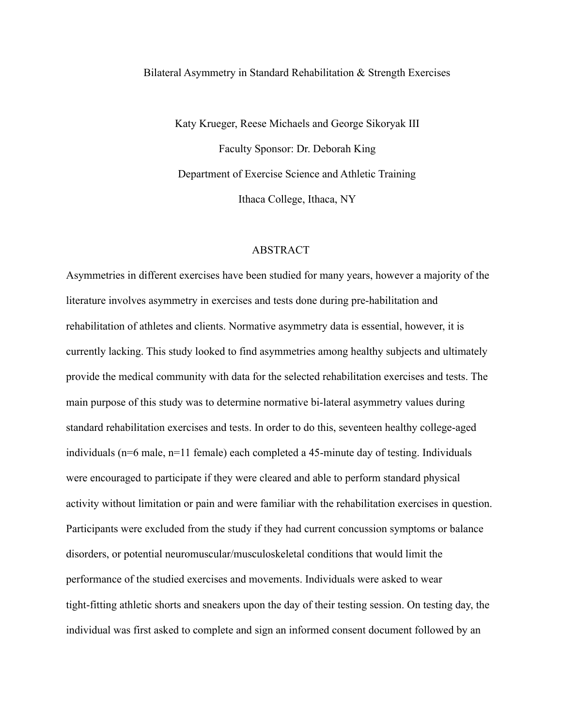# Bilateral Asymmetry in Standard Rehabilitation & Strength Exercises

Katy Krueger, Reese Michaels and George Sikoryak III

Faculty Sponsor: Dr. Deborah King

Department of Exercise Science and Athletic Training

Ithaca College, Ithaca, NY

## ABSTRACT

Asymmetries in different exercises have been studied for many years, however a majority of the literature involves asymmetry in exercises and tests done during pre-habilitation and rehabilitation of athletes and clients. Normative asymmetry data is essential, however, it is currently lacking. This study looked to find asymmetries among healthy subjects and ultimately provide the medical community with data for the selected rehabilitation exercises and tests. The main purpose of this study was to determine normative bi-lateral asymmetry values during standard rehabilitation exercises and tests. In order to do this, seventeen healthy college-aged individuals (n=6 male, n=11 female) each completed a 45-minute day of testing. Individuals were encouraged to participate if they were cleared and able to perform standard physical activity without limitation or pain and were familiar with the rehabilitation exercises in question. Participants were excluded from the study if they had current concussion symptoms or balance disorders, or potential neuromuscular/musculoskeletal conditions that would limit the performance of the studied exercises and movements. Individuals were asked to wear tight-fitting athletic shorts and sneakers upon the day of their testing session. On testing day, the individual was first asked to complete and sign an informed consent document followed by an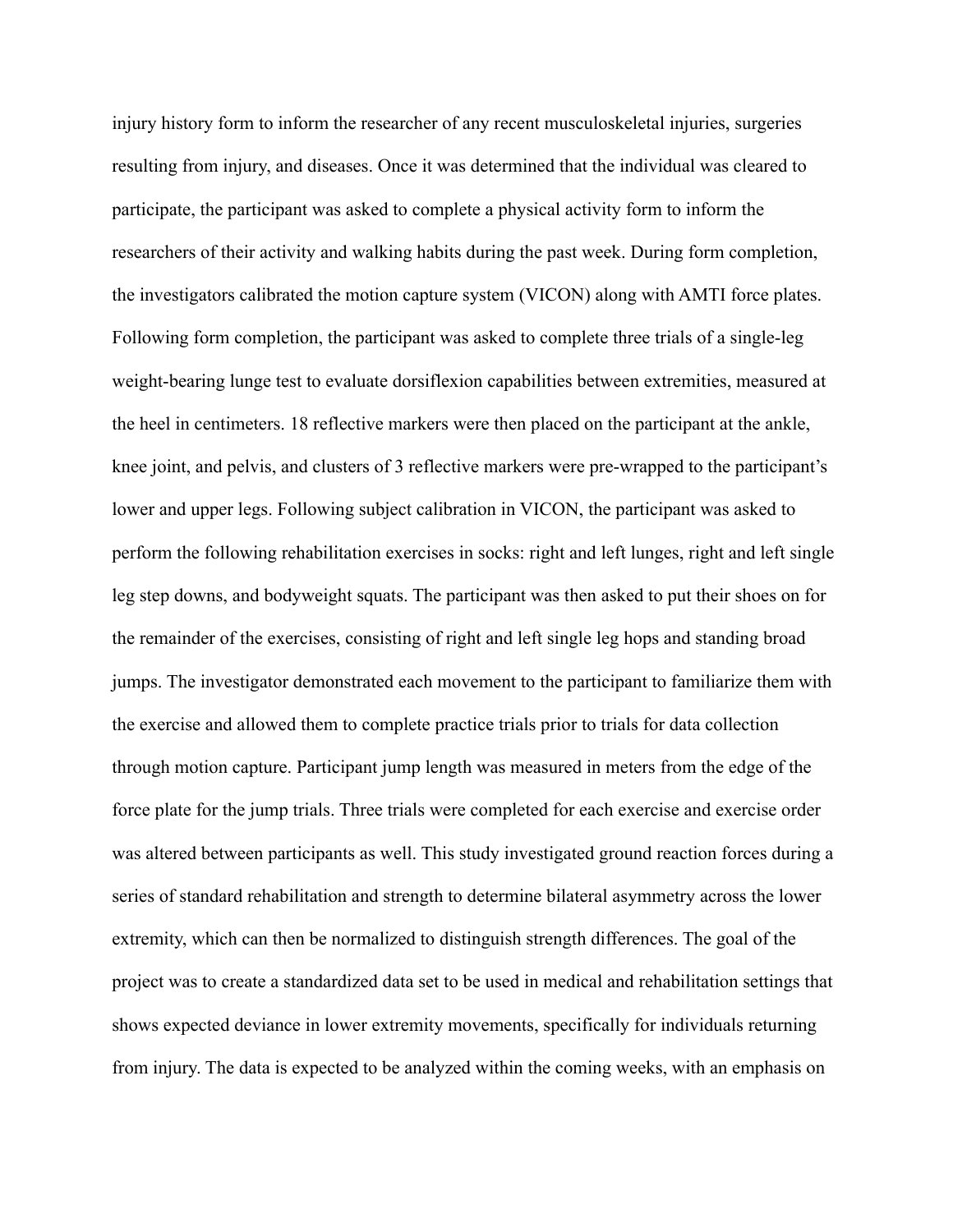injury history form to inform the researcher of any recent musculoskeletal injuries, surgeries resulting from injury, and diseases. Once it was determined that the individual was cleared to participate, the participant was asked to complete a physical activity form to inform the researchers of their activity and walking habits during the past week. During form completion, the investigators calibrated the motion capture system (VICON) along with AMTI force plates. Following form completion, the participant was asked to complete three trials of a single-leg weight-bearing lunge test to evaluate dorsiflexion capabilities between extremities, measured at the heel in centimeters. 18 reflective markers were then placed on the participant at the ankle, knee joint, and pelvis, and clusters of 3 reflective markers were pre-wrapped to the participant's lower and upper legs. Following subject calibration in VICON, the participant was asked to perform the following rehabilitation exercises in socks: right and left lunges, right and left single leg step downs, and bodyweight squats. The participant was then asked to put their shoes on for the remainder of the exercises, consisting of right and left single leg hops and standing broad jumps. The investigator demonstrated each movement to the participant to familiarize them with the exercise and allowed them to complete practice trials prior to trials for data collection through motion capture. Participant jump length was measured in meters from the edge of the force plate for the jump trials. Three trials were completed for each exercise and exercise order was altered between participants as well. This study investigated ground reaction forces during a series of standard rehabilitation and strength to determine bilateral asymmetry across the lower extremity, which can then be normalized to distinguish strength differences. The goal of the project was to create a standardized data set to be used in medical and rehabilitation settings that shows expected deviance in lower extremity movements, specifically for individuals returning from injury. The data is expected to be analyzed within the coming weeks, with an emphasis on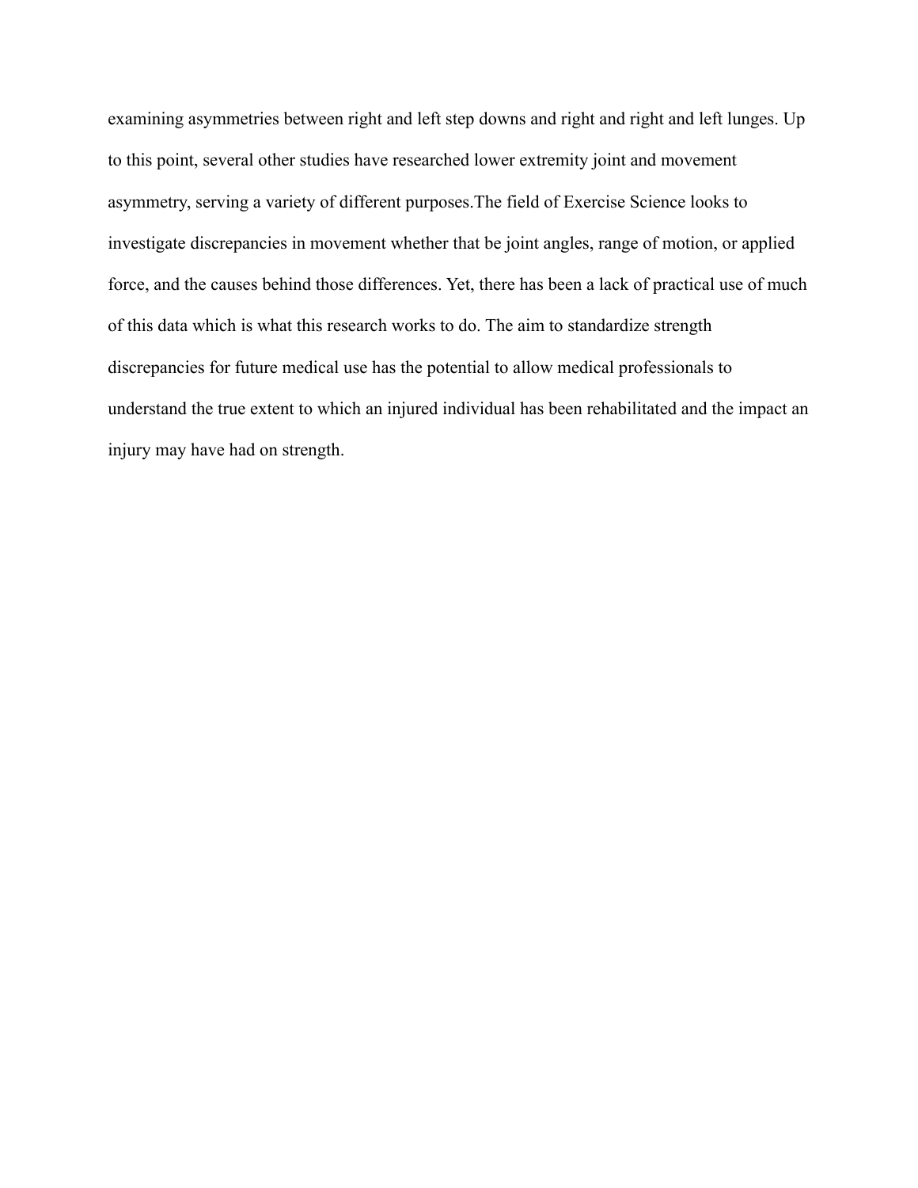examining asymmetries between right and left step downs and right and right and left lunges. Up to this point, several other studies have researched lower extremity joint and movement asymmetry, serving a variety of different purposes.The field of Exercise Science looks to investigate discrepancies in movement whether that be joint angles, range of motion, or applied force, and the causes behind those differences. Yet, there has been a lack of practical use of much of this data which is what this research works to do. The aim to standardize strength discrepancies for future medical use has the potential to allow medical professionals to understand the true extent to which an injured individual has been rehabilitated and the impact an injury may have had on strength.